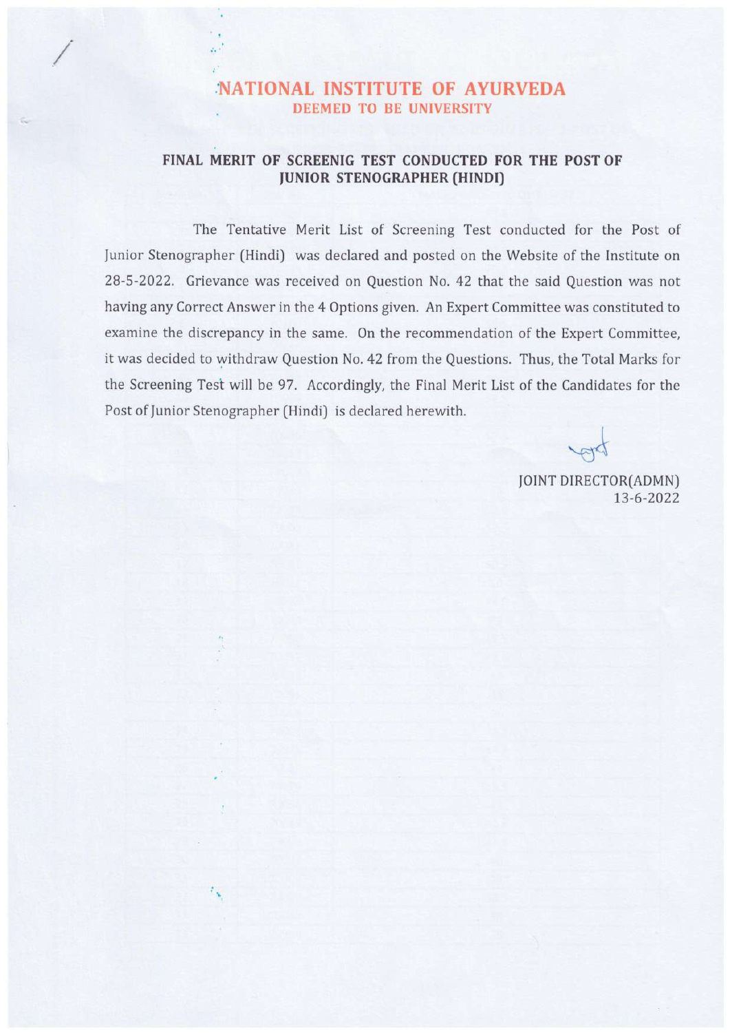# NATIONAL INSTITUTE OF AYURVEDA

## DEEMED TO BE UNIVERSITY

### FINAL MERIT OF SCREENIG TEST CONDUCTED FOR THE POST OF JUNIOR STENOGRAPHER (HINDI)

The Tentative Merit List of Screening Test conducted for the Post of Junior Stenographer (Hindi) was declared and posted on the Website of the Institute on 28-5-2022. Grievance was received on Question No. 42 that the said Question was not having any Correct Answer in the 4 Options given. An Expert Committee was constituted to examine the discrepancy in the same. On the recommendation of the Expert Committee, it was decided to withdraw Question No. 42 from the Questions. Thus, the Total Marks for the Screening Test will be 97. Accordingly, the Final Merit List of the Candidates for the Post of Junior Stenographer (Hindi) is declared herewith.

JOINT DIRECTOR(ADMN)
13-6-2022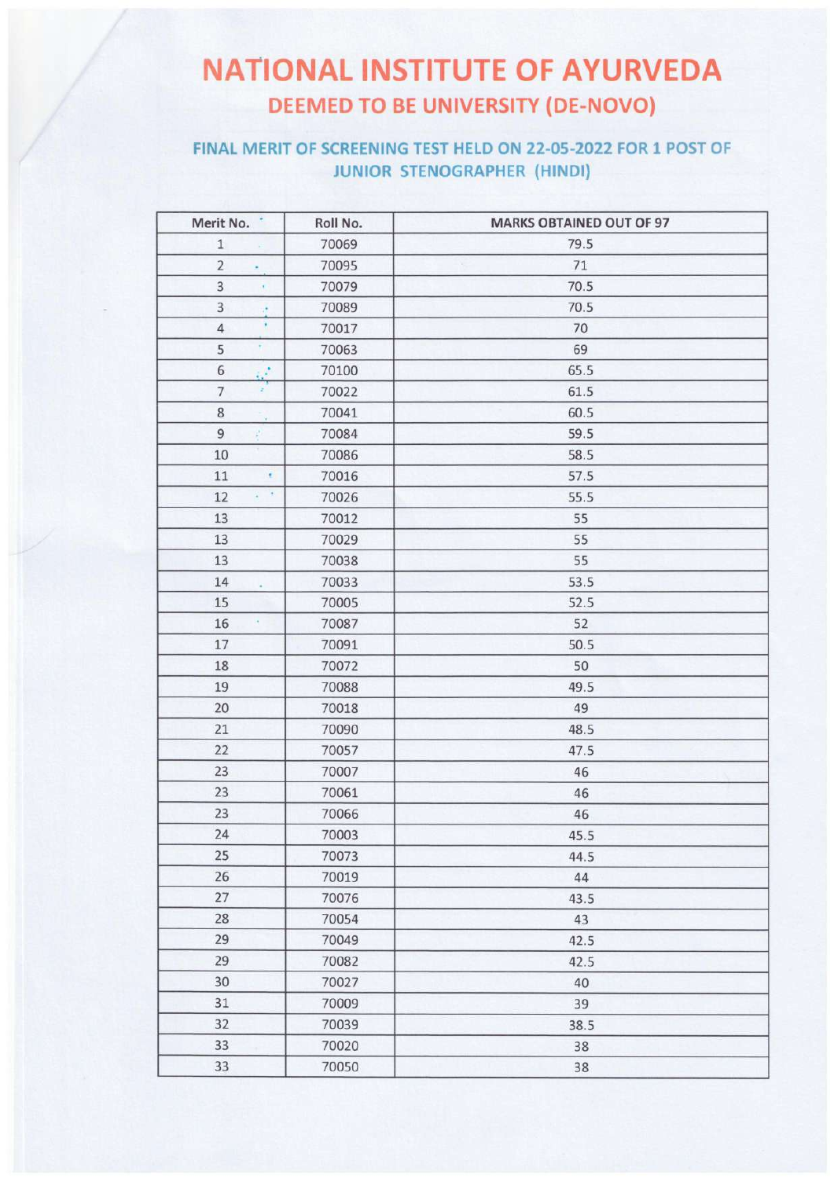# NATIONAL INSTITUTE OF AYURVEDA

## DEEMED TO BE UNIVERSITY (DE-NOVO)

### FINAL MERIT OF SCREENING TEST HELD ON 22-05-2022 FOR 1 POST OF JUNIOR STENOGRAPHER (HINDI)

| Merit No. | Roll No. | MARKS OBTAINED OUT OF 97 |
|---|---|---|
| 1 | 70069 | 79.5 |
| 2 | 70095 | 71 |
| 3 | 70079 | 70.5 |
| 3 | 70089 | 70.5 |
| 4 | 70017 | 70 |
| 5 | 70063 | 69 |
| 6 | 70100 | 65.5 |
| 7 | 70022 | 61.5 |
| 8 | 70041 | 60.5 |
| 9 | 70084 | 59.5 |
| 10 | 70086 | 58.5 |
| 11 | 70016 | 57.5 |
| 12 | 70026 | 55.5 |
| 13 | 70012 | 55 |
| 13 | 70029 | 55 |
| 13 | 70038 | 55 |
| 14 | 70033 | 53.5 |
| 15 | 70005 | 52.5 |
| 16 | 70087 | 52 |
| 17 | 70091 | 50.5 |
| 18 | 70072 | 50 |
| 19 | 70088 | 49.5 |
| 20 | 70018 | 49 |
| 21 | 70090 | 48.5 |
| 22 | 70057 | 47.5 |
| 23 | 70007 | 46 |
| 23 | 70061 | 46 |
| 23 | 70066 | 46 |
| 24 | 70003 | 45.5 |
| 25 | 70073 | 44.5 |
| 26 | 70019 | 44 |
| 27 | 70076 | 43.5 |
| 28 | 70054 | 43 |
| 29 | 70049 | 42.5 |
| 29 | 70082 | 42.5 |
| 30 | 70027 | 40 |
| 31 | 70009 | 39 |
| 32 | 70039 | 38.5 |
| 33 | 70020 | 38 |
| 33 | 70050 | 38 |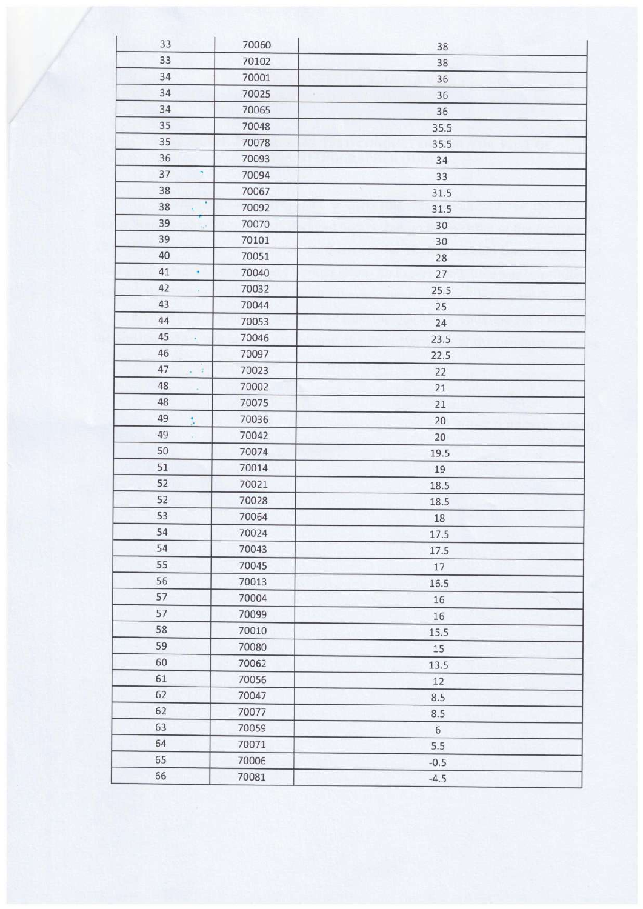| | | |
|---|---|---|
| 33 | 70060 | 38 |
| 33 | 70102 | 38 |
| 34 | 70001 | 36 |
| 34 | 70025 | 36 |
| 34 | 70065 | 36 |
| 35 | 70048 | 35.5 |
| 35 | 70078 | 35.5 |
| 36 | 70093 | 34 |
| 37 | 70094 | 33 |
| 38 | 70067 | 31.5 |
| 38 | 70092 | 31.5 |
| 39 | 70070 | 30 |
| 39 | 70101 | 30 |
| 40 | 70051 | 28 |
| 41 | 70040 | 27 |
| 42 | 70032 | 25.5 |
| 43 | 70044 | 25 |
| 44 | 70053 | 24 |
| 45 | 70046 | 23.5 |
| 46 | 70097 | 22.5 |
| 47 | 70023 | 22 |
| 48 | 70002 | 21 |
| 48 | 70075 | 21 |
| 49 | 70036 | 20 |
| 49 | 70042 | 20 |
| 50 | 70074 | 19.5 |
| 51 | 70014 | 19 |
| 52 | 70021 | 18.5 |
| 52 | 70028 | 18.5 |
| 53 | 70064 | 18 |
| 54 | 70024 | 17.5 |
| 54 | 70043 | 17.5 |
| 55 | 70045 | 17 |
| 56 | 70013 | 16.5 |
| 57 | 70004 | 16 |
| 57 | 70099 | 16 |
| 58 | 70010 | 15.5 |
| 59 | 70080 | 15 |
| 60 | 70062 | 13.5 |
| 61 | 70056 | 12 |
| 62 | 70047 | 8.5 |
| 62 | 70077 | 8.5 |
| 63 | 70059 | 6 |
| 64 | 70071 | 5.5 |
| 65 | 70006 | -0.5 |
| 66 | 70081 | -4.5 |